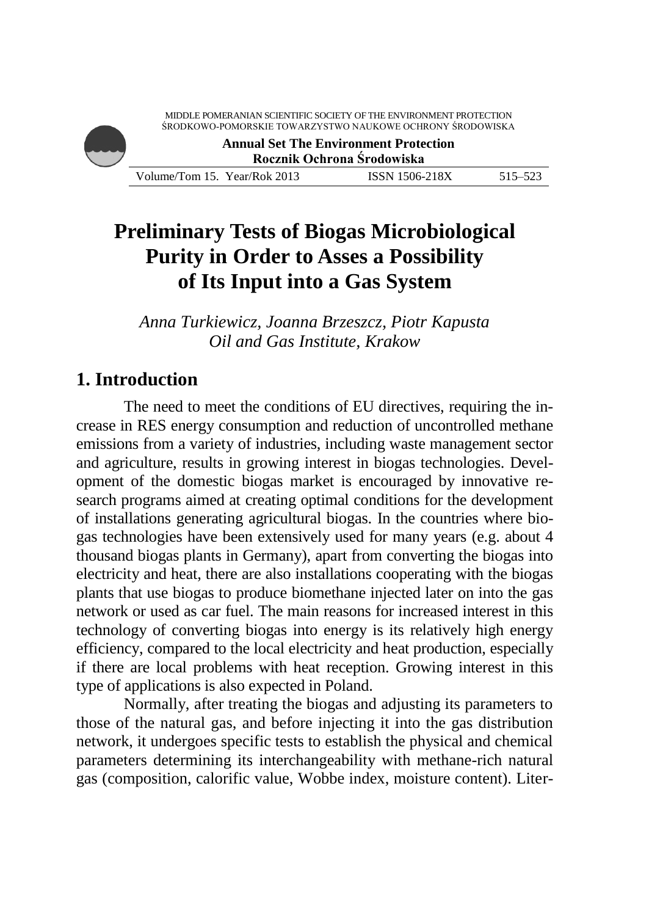# Preliminary Tests of Biogas Microbiological Purity in Order to Asses a Possibility of Its Input into a Gas System

*Anna Turkiewicz, Joanna Brzeszcz, Piotr Kapusta*
*Oil and Gas Institute, Krakow*

## 1. Introduction

The need to meet the conditions of EU directives, requiring the increase in RES energy consumption and reduction of uncontrolled methane emissions from a variety of industries, including waste management sector and agriculture, results in growing interest in biogas technologies. Development of the domestic biogas market is encouraged by innovative research programs aimed at creating optimal conditions for the development of installations generating agricultural biogas. In the countries where biogas technologies have been extensively used for many years (e.g. about 4 thousand biogas plants in Germany), apart from converting the biogas into electricity and heat, there are also installations cooperating with the biogas plants that use biogas to produce biomethane injected later on into the gas network or used as car fuel. The main reasons for increased interest in this technology of converting biogas into energy is its relatively high energy efficiency, compared to the local electricity and heat production, especially if there are local problems with heat reception. Growing interest in this type of applications is also expected in Poland.

Normally, after treating the biogas and adjusting its parameters to those of the natural gas, and before injecting it into the gas distribution network, it undergoes specific tests to establish the physical and chemical parameters determining its interchangeability with methane-rich natural gas (composition, calorific value, Wobbe index, moisture content). Liter-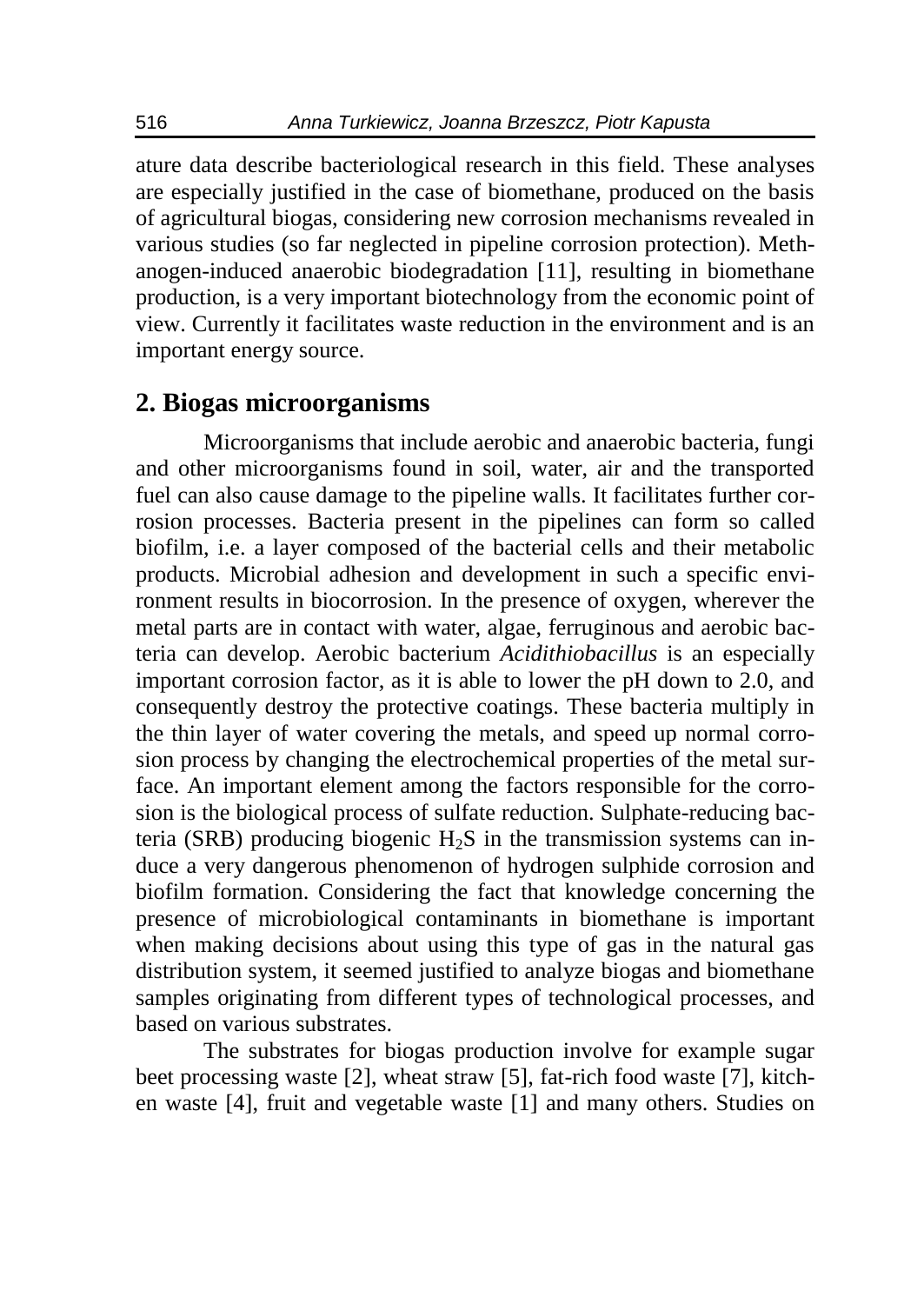ature data describe bacteriological research in this field. These analyses are especially justified in the case of biomethane, produced on the basis of agricultural biogas, considering new corrosion mechanisms revealed in various studies (so far neglected in pipeline corrosion protection). Methanogen-induced anaerobic biodegradation [11], resulting in biomethane production, is a very important biotechnology from the economic point of view. Currently it facilitates waste reduction in the environment and is an important energy source.

## 2. Biogas microorganisms

Microorganisms that include aerobic and anaerobic bacteria, fungi and other microorganisms found in soil, water, air and the transported fuel can also cause damage to the pipeline walls. It facilitates further corrosion processes. Bacteria present in the pipelines can form so called biofilm, i.e. a layer composed of the bacterial cells and their metabolic products. Microbial adhesion and development in such a specific environment results in biocorrosion. In the presence of oxygen, wherever the metal parts are in contact with water, algae, ferruginous and aerobic bacteria can develop. Aerobic bacterium *Acidithiobacillus* is an especially important corrosion factor, as it is able to lower the pH down to 2.0, and consequently destroy the protective coatings. These bacteria multiply in the thin layer of water covering the metals, and speed up normal corrosion process by changing the electrochemical properties of the metal surface. An important element among the factors responsible for the corrosion is the biological process of sulfate reduction. Sulphate-reducing bacteria (SRB) producing biogenic $H_2S$ in the transmission systems can induce a very dangerous phenomenon of hydrogen sulphide corrosion and biofilm formation. Considering the fact that knowledge concerning the presence of microbiological contaminants in biomethane is important when making decisions about using this type of gas in the natural gas distribution system, it seemed justified to analyze biogas and biomethane samples originating from different types of technological processes, and based on various substrates.

The substrates for biogas production involve for example sugar beet processing waste [2], wheat straw [5], fat-rich food waste [7], kitchen waste [4], fruit and vegetable waste [1] and many others. Studies on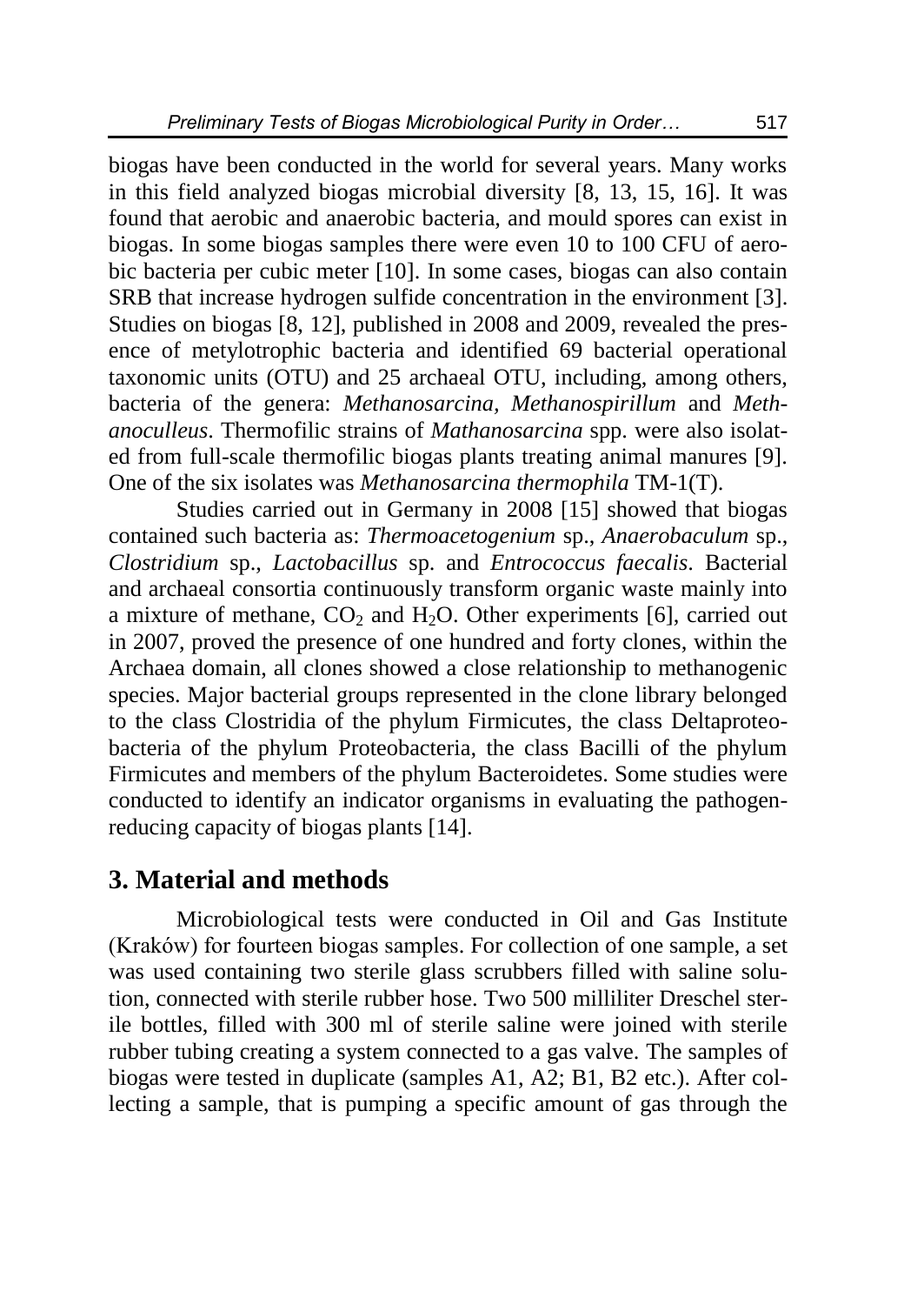biogas have been conducted in the world for several years. Many works in this field analyzed biogas microbial diversity [8, 13, 15, 16]. It was found that aerobic and anaerobic bacteria, and mould spores can exist in biogas. In some biogas samples there were even 10 to 100 CFU of aerobic bacteria per cubic meter [10]. In some cases, biogas can also contain SRB that increase hydrogen sulfide concentration in the environment [3]. Studies on biogas [8, 12], published in 2008 and 2009, revealed the presence of metylotrophic bacteria and identified 69 bacterial operational taxonomic units (OTU) and 25 archaeal OTU, including, among others, bacteria of the genera: *Methanosarcina, Methanospirillum* and *Methanoculleus*. Thermofilic strains of *Mathanosarcina* spp. were also isolated from full-scale thermofilic biogas plants treating animal manures [9]. One of the six isolates was *Methanosarcina thermophila* TM-1(T).

Studies carried out in Germany in 2008 [15] showed that biogas contained such bacteria as: *Thermoacetogenium* sp., *Anaerobaculum* sp., *Clostridium* sp., *Lactobacillus* sp. and *Entrococcus faecalis*. Bacterial and archaeal consortia continuously transform organic waste mainly into a mixture of methane, $CO_2$ and $H_2O$. Other experiments [6], carried out in 2007, proved the presence of one hundred and forty clones, within the Archaea domain, all clones showed a close relationship to methanogenic species. Major bacterial groups represented in the clone library belonged to the class Clostridia of the phylum Firmicutes, the class Deltaproteobacteria of the phylum Proteobacteria, the class Bacilli of the phylum Firmicutes and members of the phylum Bacteroidetes. Some studies were conducted to identify an indicator organisms in evaluating the pathogen-reducing capacity of biogas plants [14].

## 3. Material and methods

Microbiological tests were conducted in Oil and Gas Institute (Kraków) for fourteen biogas samples. For collection of one sample, a set was used containing two sterile glass scrubbers filled with saline solution, connected with sterile rubber hose. Two 500 milliliter Dreschel sterile bottles, filled with 300 ml of sterile saline were joined with sterile rubber tubing creating a system connected to a gas valve. The samples of biogas were tested in duplicate (samples A1, A2; B1, B2 etc.). After collecting a sample, that is pumping a specific amount of gas through the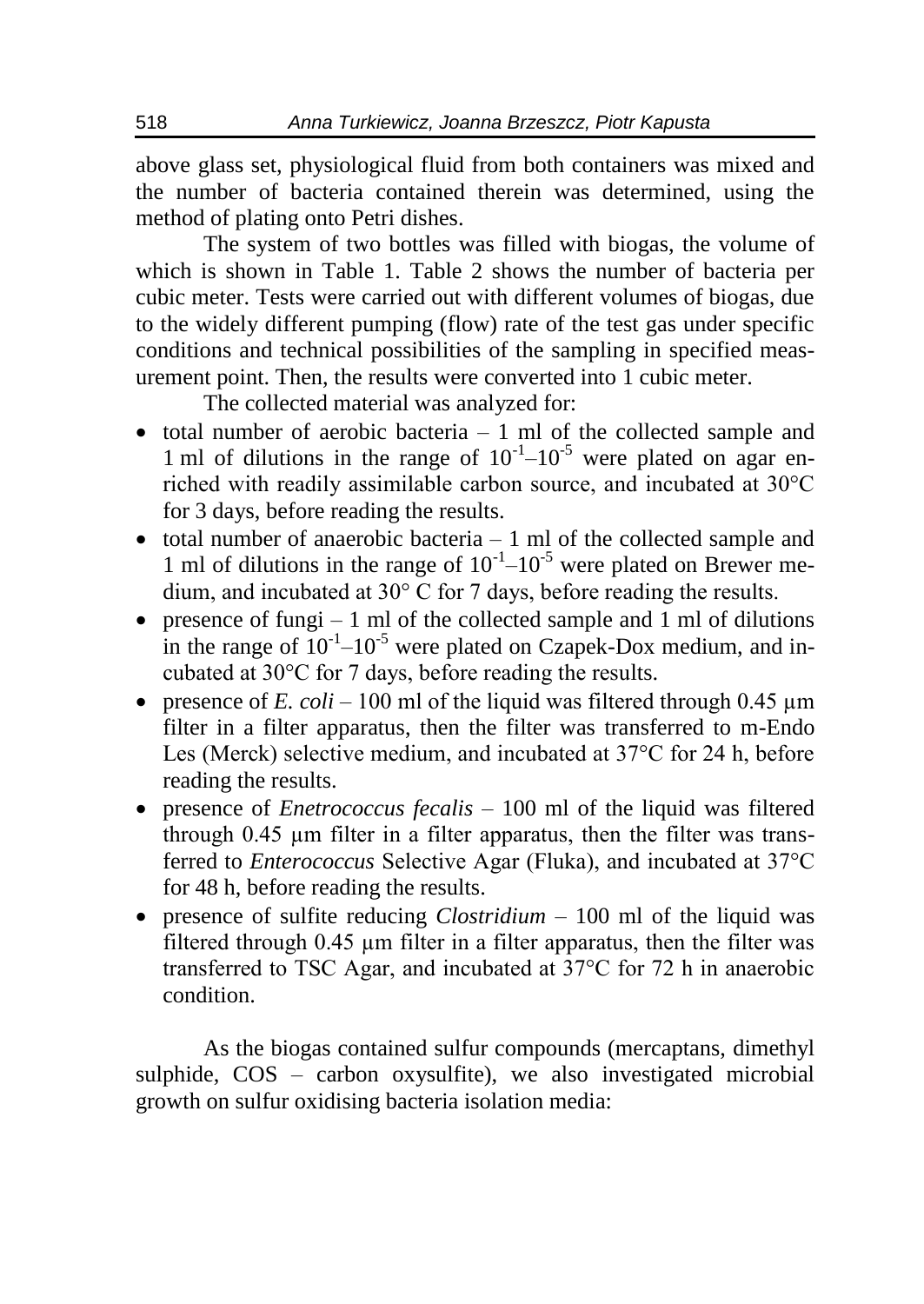above glass set, physiological fluid from both containers was mixed and the number of bacteria contained therein was determined, using the method of plating onto Petri dishes.

The system of two bottles was filled with biogas, the volume of which is shown in Table 1. Table 2 shows the number of bacteria per cubic meter. Tests were carried out with different volumes of biogas, due to the widely different pumping (flow) rate of the test gas under specific conditions and technical possibilities of the sampling in specified measurement point. Then, the results were converted into 1 cubic meter.

The collected material was analyzed for:

- total number of aerobic bacteria – 1 ml of the collected sample and 1 ml of dilutions in the range of $10^{-1}$–$10^{-5}$ were plated on agar enriched with readily assimilable carbon source, and incubated at 30°C for 3 days, before reading the results.
- total number of anaerobic bacteria – 1 ml of the collected sample and 1 ml of dilutions in the range of $10^{-1}$–$10^{-5}$ were plated on Brewer medium, and incubated at 30° C for 7 days, before reading the results.
- presence of fungi – 1 ml of the collected sample and 1 ml of dilutions in the range of $10^{-1}$–$10^{-5}$ were plated on Czapek-Dox medium, and incubated at 30°C for 7 days, before reading the results.
- presence of *E. coli* – 100 ml of the liquid was filtered through 0.45 μm filter in a filter apparatus, then the filter was transferred to m-Endo Les (Merck) selective medium, and incubated at 37°C for 24 h, before reading the results.
- presence of *Enetrococcus fecalis* – 100 ml of the liquid was filtered through 0.45 μm filter in a filter apparatus, then the filter was transferred to *Enterococcus* Selective Agar (Fluka), and incubated at 37°C for 48 h, before reading the results.
- presence of sulfite reducing *Clostridium* – 100 ml of the liquid was filtered through 0.45 μm filter in a filter apparatus, then the filter was transferred to TSC Agar, and incubated at 37°C for 72 h in anaerobic condition.

As the biogas contained sulfur compounds (mercaptans, dimethyl sulphide, COS – carbon oxysulfite), we also investigated microbial growth on sulfur oxidising bacteria isolation media: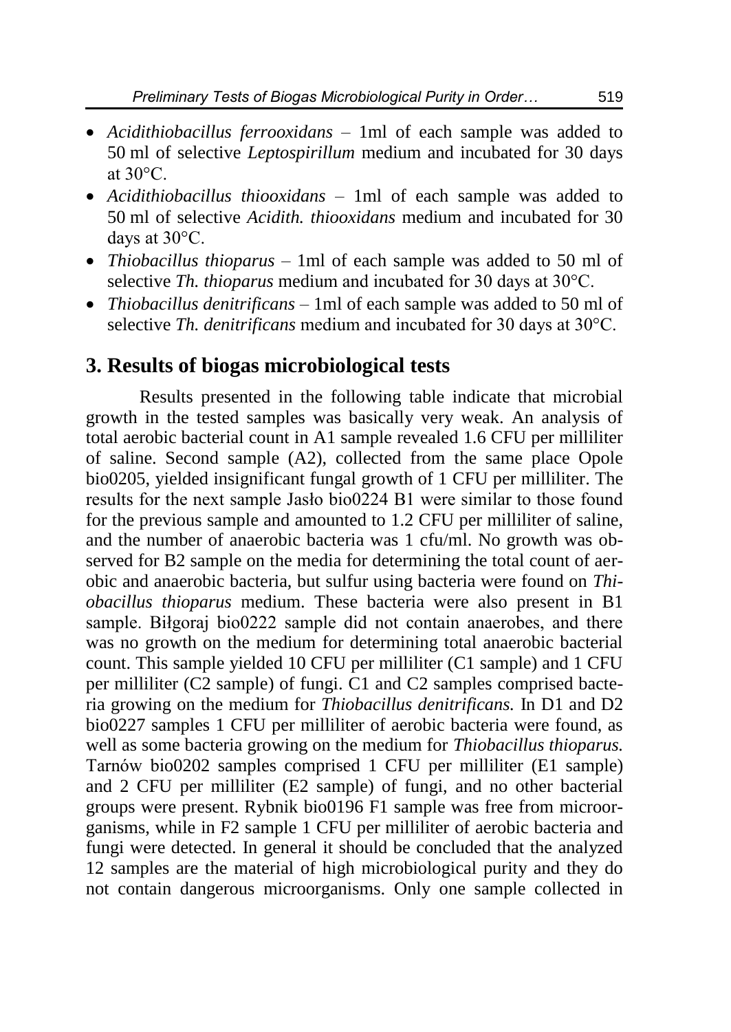- *Acidithiobacillus ferrooxidans* – 1ml of each sample was added to 50 ml of selective *Leptospirillum* medium and incubated for 30 days at 30°C.
- *Acidithiobacillus thiooxidans* – 1ml of each sample was added to 50 ml of selective *Acidith. thiooxidans* medium and incubated for 30 days at 30°C.
- *Thiobacillus thioparus* – 1ml of each sample was added to 50 ml of selective *Th. thioparus* medium and incubated for 30 days at 30°C.
- *Thiobacillus denitrificans* – 1ml of each sample was added to 50 ml of selective *Th. denitrificans* medium and incubated for 30 days at 30°C.

## 3. Results of biogas microbiological tests

Results presented in the following table indicate that microbial growth in the tested samples was basically very weak. An analysis of total aerobic bacterial count in A1 sample revealed 1.6 CFU per milliliter of saline. Second sample (A2), collected from the same place Opole bio0205, yielded insignificant fungal growth of 1 CFU per milliliter. The results for the next sample Jasło bio0224 B1 were similar to those found for the previous sample and amounted to 1.2 CFU per milliliter of saline, and the number of anaerobic bacteria was 1 cfu/ml. No growth was observed for B2 sample on the media for determining the total count of aerobic and anaerobic bacteria, but sulfur using bacteria were found on *Thiobacillus thioparus* medium. These bacteria were also present in B1 sample. Biłgoraj bio0222 sample did not contain anaerobes, and there was no growth on the medium for determining total anaerobic bacterial count. This sample yielded 10 CFU per milliliter (C1 sample) and 1 CFU per milliliter (C2 sample) of fungi. C1 and C2 samples comprised bacteria growing on the medium for *Thiobacillus denitrificans.* In D1 and D2 bio0227 samples 1 CFU per milliliter of aerobic bacteria were found, as well as some bacteria growing on the medium for *Thiobacillus thioparus.* Tarnów bio0202 samples comprised 1 CFU per milliliter (E1 sample) and 2 CFU per milliliter (E2 sample) of fungi, and no other bacterial groups were present. Rybnik bio0196 F1 sample was free from microorganisms, while in F2 sample 1 CFU per milliliter of aerobic bacteria and fungi were detected. In general it should be concluded that the analyzed 12 samples are the material of high microbiological purity and they do not contain dangerous microorganisms. Only one sample collected in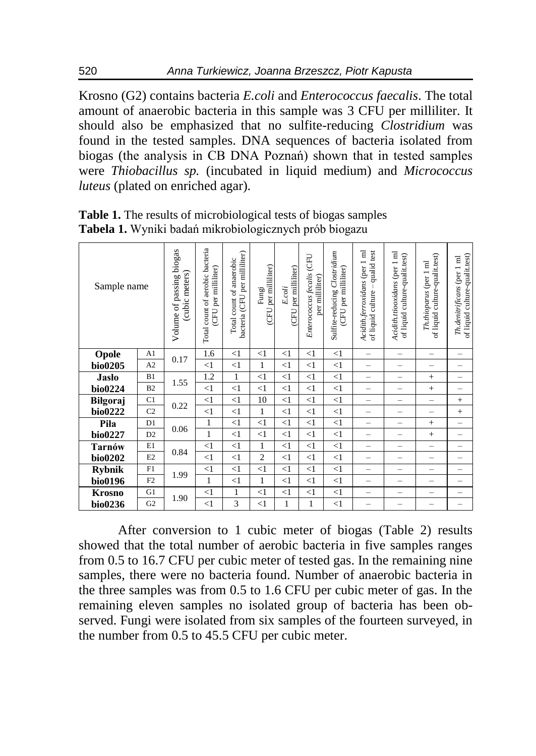Krosno (G2) contains bacteria *E.coli* and *Enterococcus faecalis*. The total amount of anaerobic bacteria in this sample was 3 CFU per milliliter. It should also be emphasized that no sulfite-reducing *Clostridium* was found in the tested samples. DNA sequences of bacteria isolated from biogas (the analysis in CB DNA Poznań) shown that in tested samples were *Thiobacillus sp.* (incubated in liquid medium) and *Micrococcus luteus* (plated on enriched agar).

**Table 1.** The results of microbiological tests of biogas samples
**Tabela 1.** Wyniki badań mikrobiologicznych prób biogazu

| Sample name | | Volume of passing biogas (cubic meters) | Total count of aerobic bacteria (CFU per milliliter) | Total count of anaerobic bacteria (CFU per milliliter) | Fungi (CFU per milliliter) | *E.coli* (CFU per milliliter) | *Enterococcus fecalis* (CFU per milliliter) | Sulfite-reducing *Clostridium* (CFU per milliliter) | *Acidith.ferroxidans* (per 1 ml of liquid culture – qualid test | *Acidith.ttiooxidans* (per 1 ml of liquid culture-qualit.test) | *Th.thioparus* (per 1 ml of liquid culture-qualit.test) | *Th.denitrificans* (per 1 ml of liquid culture-qualit.test) |
|---|---|---|---|---|---|---|---|---|---|---|---|---|
| **Opole bio0205** | A1 | 0.17 | 1.6 | <1 | <1 | <1 | <1 | <1 | – | – | – | – |
| | A2 | | <1 | <1 | 1 | <1 | <1 | <1 | – | – | – | – |
| **Jasło bio0224** | B1 | 1.55 | 1.2 | 1 | <1 | <1 | <1 | <1 | – | – | + | – |
| | B2 | | <1 | <1 | <1 | <1 | <1 | <1 | – | – | + | – |
| **Biłgoraj bio0222** | C1 | 0.22 | <1 | <1 | 10 | <1 | <1 | <1 | – | – | – | + |
| | C2 | | <1 | <1 | 1 | <1 | <1 | <1 | – | – | – | + |
| **Piła bio0227** | D1 | 0.06 | 1 | <1 | <1 | <1 | <1 | <1 | – | – | + | – |
| | D2 | | 1 | <1 | <1 | <1 | <1 | <1 | – | – | + | – |
| **Tarnów bio0202** | E1 | 0.84 | <1 | <1 | 1 | <1 | <1 | <1 | – | – | – | – |
| | E2 | | <1 | <1 | 2 | <1 | <1 | <1 | – | – | – | – |
| **Rybnik bio0196** | F1 | 1.99 | <1 | <1 | <1 | <1 | <1 | <1 | – | – | – | – |
| | F2 | | 1 | <1 | 1 | <1 | <1 | <1 | – | – | – | – |
| **Krosno bio0236** | G1 | 1.90 | <1 | 1 | <1 | <1 | <1 | <1 | – | – | – | – |
| | G2 | | <1 | 3 | <1 | 1 | 1 | <1 | – | – | – | – |

After conversion to 1 cubic meter of biogas (Table 2) results showed that the total number of aerobic bacteria in five samples ranges from 0.5 to 16.7 CFU per cubic meter of tested gas. In the remaining nine samples, there were no bacteria found. Number of anaerobic bacteria in the three samples was from 0.5 to 1.6 CFU per cubic meter of gas. In the remaining eleven samples no isolated group of bacteria has been observed. Fungi were isolated from six samples of the fourteen surveyed, in the number from 0.5 to 45.5 CFU per cubic meter.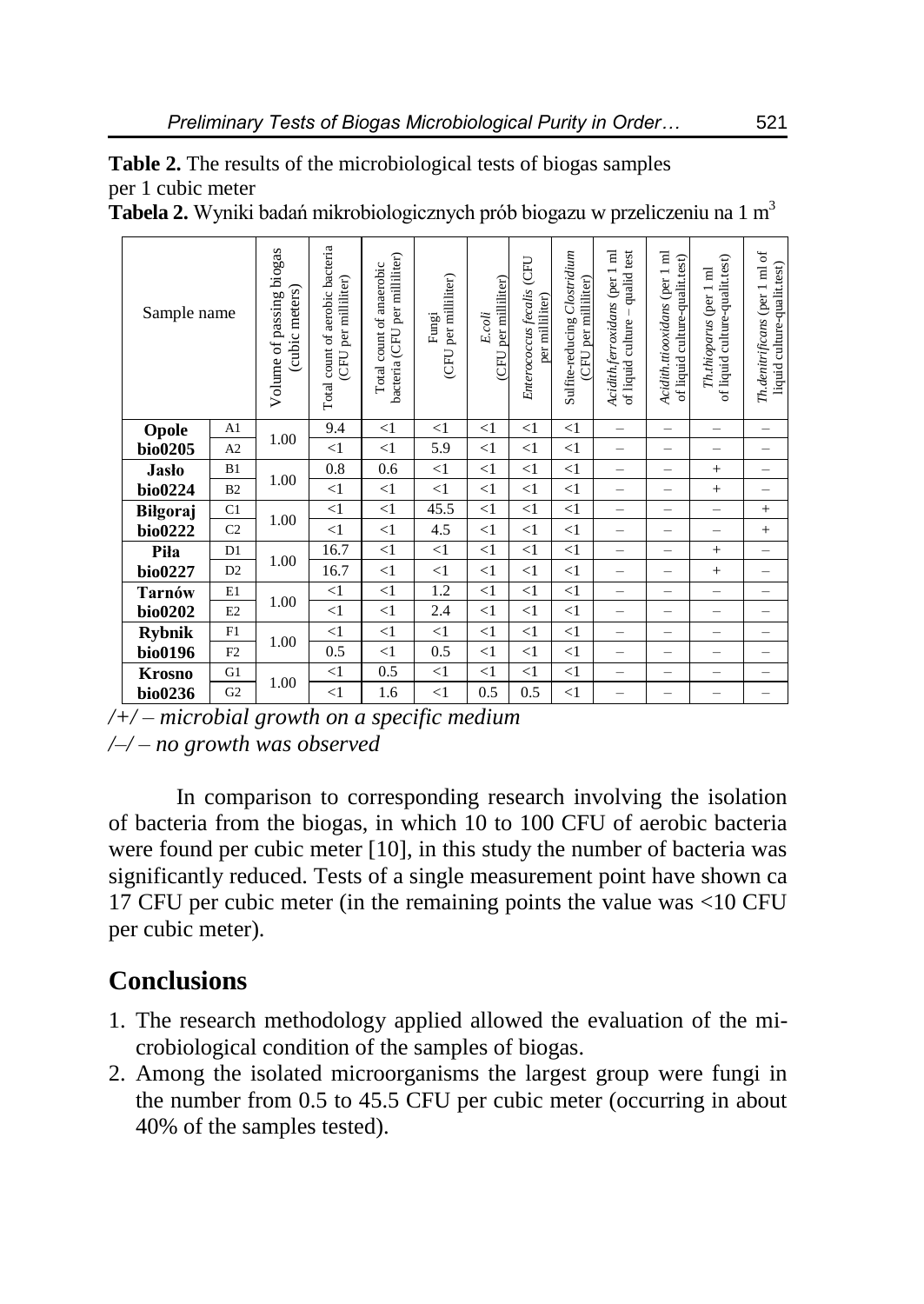**Table 2.** The results of the microbiological tests of biogas samples per 1 cubic meter

**Tabela 2.** Wyniki badań mikrobiologicznych prób biogazu w przeliczeniu na 1 $m^3$

| Sample name | | Volume of passing biogas (cubic meters) | Total count of aerobic bacteria (CFU per milliliter) | Total count of anaerobic bacteria (CFU per milliliter) | Fungi (CFU per milliliter) | *E.coli* (CFU per milliliter) | *Enterococcus fecalis* (CFU per milliliter) | Sulfite-reducing *Clostridium* (CFU per milliliter) | *Acidith.ferroxidans* (per 1 ml of liquid culture – qualid test | *Acidith.ttiooxidans* (per 1 ml of liquid culture-qualit.test) | *Th.thioparus* (per 1 ml of liquid culture-qualit.test) | *Th.denitrificans* (per 1 ml of liquid culture-qualit.test) |
|---|---|---|---|---|---|---|---|---|---|---|---|---|
| **Opole bio0205** | A1 | 1.00 | 9.4 | <1 | <1 | <1 | <1 | <1 | – | – | – | – |
| | A2 | | <1 | <1 | 5.9 | <1 | <1 | <1 | – | – | – | – |
| **Jasło bio0224** | B1 | 1.00 | 0.8 | 0.6 | <1 | <1 | <1 | <1 | – | – | + | – |
| | B2 | | <1 | <1 | <1 | <1 | <1 | <1 | – | – | + | – |
| **Biłgoraj bio0222** | C1 | 1.00 | <1 | <1 | 45.5 | <1 | <1 | <1 | – | – | – | + |
| | C2 | | <1 | <1 | 4.5 | <1 | <1 | <1 | – | – | – | + |
| **Piła bio0227** | D1 | 1.00 | 16.7 | <1 | <1 | <1 | <1 | <1 | – | – | + | – |
| | D2 | | 16.7 | <1 | <1 | <1 | <1 | <1 | – | – | + | – |
| **Tarnów bio0202** | E1 | 1.00 | <1 | <1 | 1.2 | <1 | <1 | <1 | – | – | – | – |
| | E2 | | <1 | <1 | 2.4 | <1 | <1 | <1 | – | – | – | – |
| **Rybnik bio0196** | F1 | 1.00 | <1 | <1 | <1 | <1 | <1 | <1 | – | – | – | – |
| | F2 | | 0.5 | <1 | 0.5 | <1 | <1 | <1 | – | – | – | – |
| **Krosno bio0236** | G1 | 1.00 | <1 | 0.5 | <1 | <1 | <1 | <1 | – | – | – | – |
| | G2 | | <1 | 1.6 | <1 | 0.5 | 0.5 | <1 | – | – | – | – |

*/+/ – microbial growth on a specific medium*

*/–/ – no growth was observed*

In comparison to corresponding research involving the isolation of bacteria from the biogas, in which 10 to 100 CFU of aerobic bacteria were found per cubic meter [10], in this study the number of bacteria was significantly reduced. Tests of a single measurement point have shown ca 17 CFU per cubic meter (in the remaining points the value was <10 CFU per cubic meter).

## Conclusions

1. The research methodology applied allowed the evaluation of the microbiological condition of the samples of biogas.
2. Among the isolated microorganisms the largest group were fungi in the number from 0.5 to 45.5 CFU per cubic meter (occurring in about 40% of the samples tested).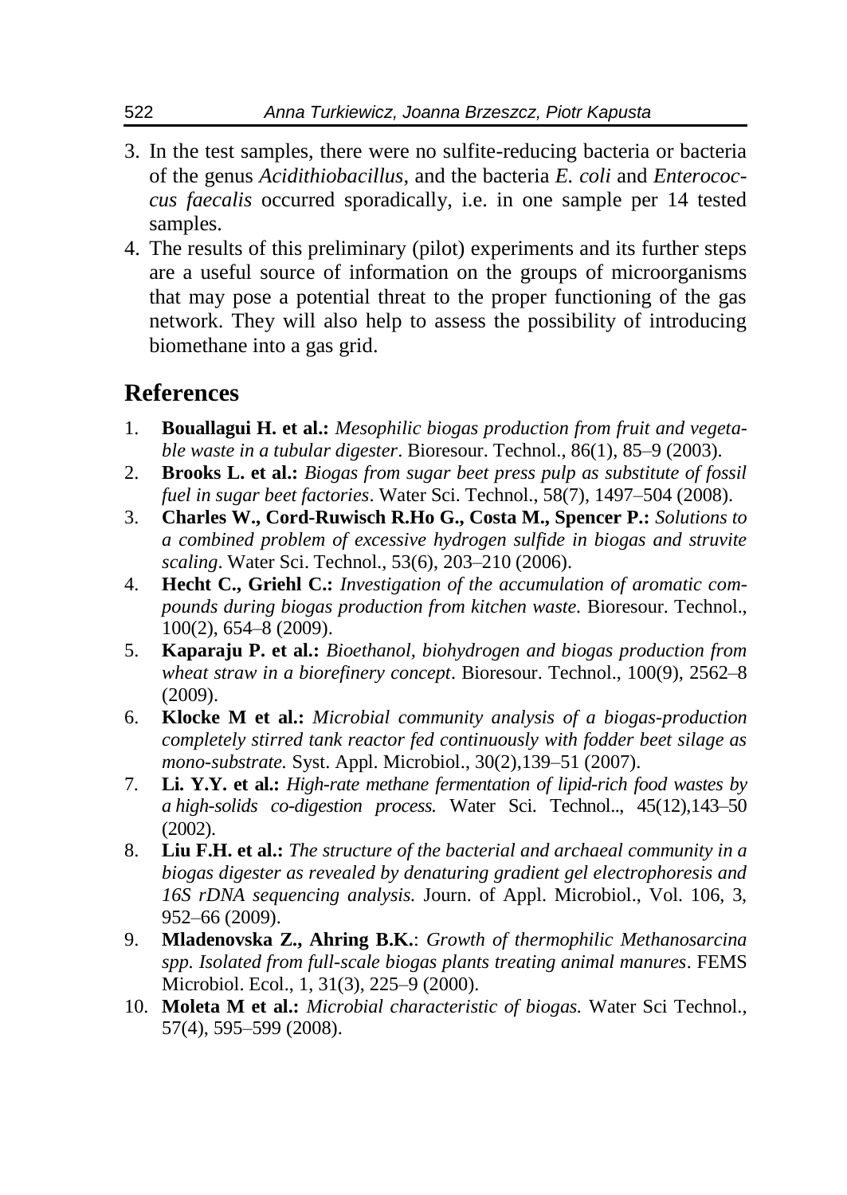3. In the test samples, there were no sulfite-reducing bacteria or bacteria of the genus *Acidithiobacillus*, and the bacteria *E. coli* and *Enterococcus faecalis* occurred sporadically, i.e. in one sample per 14 tested samples.
4. The results of this preliminary (pilot) experiments and its further steps are a useful source of information on the groups of microorganisms that may pose a potential threat to the proper functioning of the gas network. They will also help to assess the possibility of introducing biomethane into a gas grid.

## References

1. **Bouallagui H. et al.:** *Mesophilic biogas production from fruit and vegetable waste in a tubular digester*. Bioresour. Technol., 86(1), 85–9 (2003).
2. **Brooks L. et al.:** *Biogas from sugar beet press pulp as substitute of fossil fuel in sugar beet factories*. Water Sci. Technol., 58(7), 1497–504 (2008).
3. **Charles W., Cord-Ruwisch R.Ho G., Costa M., Spencer P.:** *Solutions to a combined problem of excessive hydrogen sulfide in biogas and struvite scaling*. Water Sci. Technol., 53(6), 203–210 (2006).
4. **Hecht C., Griehl C.:** *Investigation of the accumulation of aromatic compounds during biogas production from kitchen waste.* Bioresour. Technol., 100(2), 654–8 (2009).
5. **Kaparaju P. et al.:** *Bioethanol, biohydrogen and biogas production from wheat straw in a biorefinery concept*. Bioresour. Technol., 100(9), 2562–8 (2009).
6. **Klocke M et al.:** *Microbial community analysis of a biogas-production completely stirred tank reactor fed continuously with fodder beet silage as mono-substrate.* Syst. Appl. Microbiol., 30(2),139–51 (2007).
7. **Li. Y.Y. et al.:** *High-rate methane fermentation of lipid-rich food wastes by a high-solids co-digestion process.* Water Sci. Technol.., 45(12),143–50 (2002).
8. **Liu F.H. et al.:** *The structure of the bacterial and archaeal community in a biogas digester as revealed by denaturing gradient gel electrophoresis and 16S rDNA sequencing analysis.* Journ. of Appl. Microbiol., Vol. 106, 3, 952–66 (2009).
9. **Mladenovska Z., Ahring B.K.**: *Growth of thermophilic Methanosarcina spp. Isolated from full-scale biogas plants treating animal manures*. FEMS Microbiol. Ecol., 1, 31(3), 225–9 (2000).
10. **Moleta M et al.:** *Microbial characteristic of biogas.* Water Sci Technol., 57(4), 595–599 (2008).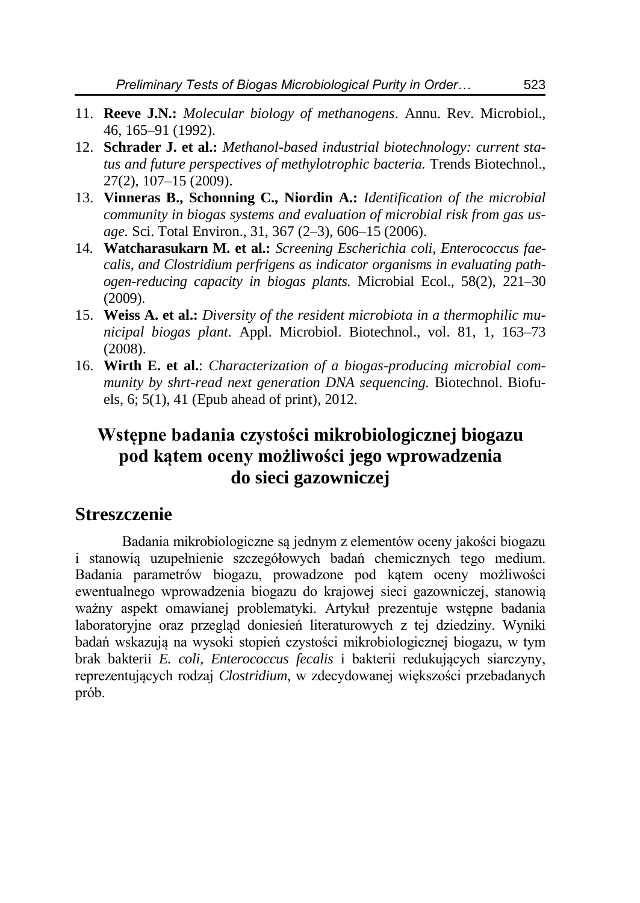11. **Reeve J.N.:** *Molecular biology of methanogens*. Annu. Rev. Microbiol., 46, 165–91 (1992).
12. **Schrader J. et al.:** *Methanol-based industrial biotechnology: current status and future perspectives of methylotrophic bacteria.* Trends Biotechnol., 27(2), 107–15 (2009).
13. **Vinneras B., Schonning C., Niordin A.:** *Identification of the microbial community in biogas systems and evaluation of microbial risk from gas usage.* Sci. Total Environ., 31, 367 (2–3), 606–15 (2006).
14. **Watcharasukarn M. et al.:** *Screening Escherichia coli, Enterococcus faecalis, and Clostridium perfrigens as indicator organisms in evaluating pathogen-reducing capacity in biogas plants.* Microbial Ecol., 58(2), 221–30 (2009).
15. **Weiss A. et al.:** *Diversity of the resident microbiota in a thermophilic municipal biogas plant.* Appl. Microbiol. Biotechnol., vol. 81, 1, 163–73 (2008).
16. **Wirth E. et al.**: *Characterization of a biogas-producing microbial community by shrt-read next generation DNA sequencing.* Biotechnol. Biofuels, 6; 5(1), 41 (Epub ahead of print), 2012.

# Wstępne badania czystości mikrobiologicznej biogazu pod kątem oceny możliwości jego wprowadzenia do sieci gazowniczej

## Streszczenie

Badania mikrobiologiczne są jednym z elementów oceny jakości biogazu i stanowią uzupełnienie szczegółowych badań chemicznych tego medium. Badania parametrów biogazu, prowadzone pod kątem oceny możliwości ewentualnego wprowadzenia biogazu do krajowej sieci gazowniczej, stanowią ważny aspekt omawianej problematyki. Artykuł prezentuje wstępne badania laboratoryjne oraz przegląd doniesień literaturowych z tej dziedziny. Wyniki badań wskazują na wysoki stopień czystości mikrobiologicznej biogazu, w tym brak bakterii *E. coli, Enterococcus fecalis* i bakterii redukujących siarczyny, reprezentujących rodzaj *Clostridium*, w zdecydowanej większości przebadanych prób.